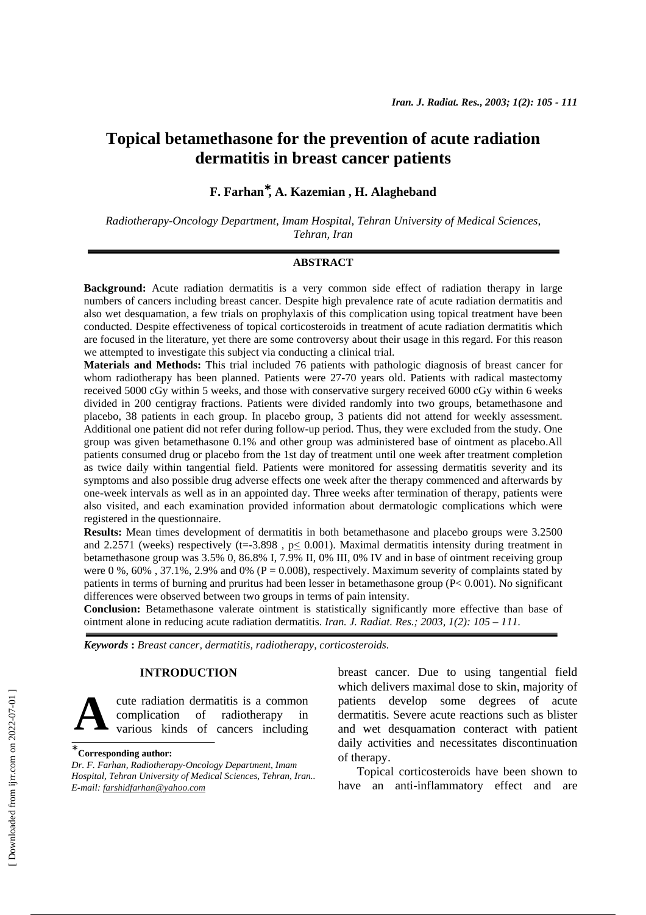# Topical betamethasone for the prevention of acute radiation dermatitis in breast cancer patients

**F. Farhan*, A. Kazemian , H. Alagheband**

*Radiotherapy-Oncology Department, Imam Hospital, Tehran University of Medical Sciences, Tehran, Iran*

## ABSTRACT

**Background:** Acute radiation dermatitis is a very common side effect of radiation therapy in large numbers of cancers including breast cancer. Despite high prevalence rate of acute radiation dermatitis and also wet desquamation, a few trials on prophylaxis of this complication using topical treatment have been conducted. Despite effectiveness of topical corticosteroids in treatment of acute radiation dermatitis which are focused in the literature, yet there are some controversy about their usage in this regard. For this reason we attempted to investigate this subject via conducting a clinical trial.

**Materials and Methods:** This trial included 76 patients with pathologic diagnosis of breast cancer for whom radiotherapy has been planned. Patients were 27-70 years old. Patients with radical mastectomy received 5000 cGy within 5 weeks, and those with conservative surgery received 6000 cGy within 6 weeks divided in 200 centigray fractions. Patients were divided randomly into two groups, betamethasone and placebo, 38 patients in each group. In placebo group, 3 patients did not attend for weekly assessment. Additional one patient did not refer during follow-up period. Thus, they were excluded from the study. One group was given betamethasone 0.1% and other group was administered base of ointment as placebo.All patients consumed drug or placebo from the 1st day of treatment until one week after treatment completion as twice daily within tangential field. Patients were monitored for assessing dermatitis severity and its symptoms and also possible drug adverse effects one week after the therapy commenced and afterwards by one-week intervals as well as in an appointed day. Three weeks after termination of therapy, patients were also visited, and each examination provided information about dermatologic complications which were registered in the questionnaire.

**Results:** Mean times development of dermatitis in both betamethasone and placebo groups were 3.2500 and 2.2571 (weeks) respectively ($t=-3.898$ , $p\leq 0.001$). Maximal dermatitis intensity during treatment in betamethasone group was 3.5% 0, 86.8% I, 7.9% II, 0% III, 0% IV and in base of ointment receiving group were 0 %, 60% , 37.1%, 2.9% and 0% ($P = 0.008$), respectively. Maximum severity of complaints stated by patients in terms of burning and pruritus had been lesser in betamethasone group ($P< 0.001$). No significant differences were observed between two groups in terms of pain intensity.

**Conclusion:** Betamethasone valerate ointment is statistically significantly more effective than base of ointment alone in reducing acute radiation dermatitis. *Iran. J. Radiat. Res.; 2003, 1(2): 105 – 111.*

***Keywords*** **:** *Breast cancer, dermatitis, radiotherapy, corticosteroids.*

## INTRODUCTION

Acute radiation dermatitis is a common complication of radiotherapy in various kinds of cancers including breast cancer. Due to using tangential field which delivers maximal dose to skin, majority of patients develop some degrees of acute dermatitis. Severe acute reactions such as blister and wet desquamation conteract with patient daily activities and necessitates discontinuation of therapy.

Topical corticosteroids have been shown to have an anti-inflammatory effect and are

*__Corresponding author:__*
*Dr. F. Farhan, Radiotherapy-Oncology Department, Imam Hospital, Tehran University of Medical Sciences, Tehran, Iran..*
*E-mail: farshidfarhan@yahoo.com*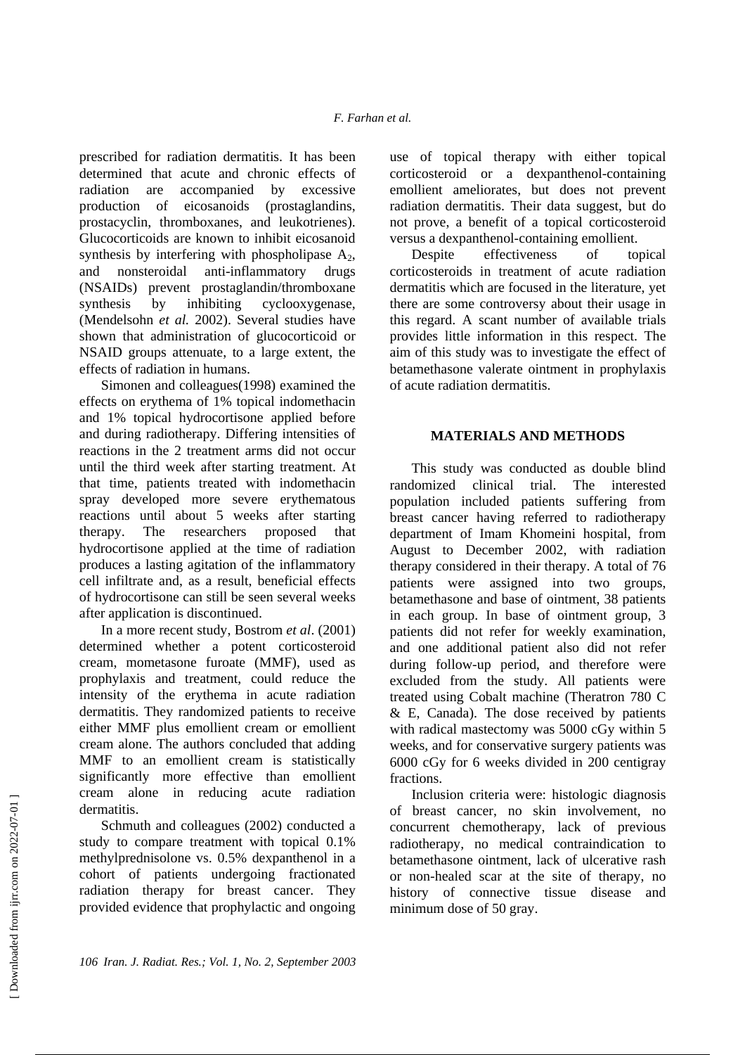prescribed for radiation dermatitis. It has been determined that acute and chronic effects of radiation are accompanied by excessive production of eicosanoids (prostaglandins, prostacyclin, thromboxanes, and leukotrienes). Glucocorticoids are known to inhibit eicosanoid synthesis by interfering with phospholipase $A_2$, and nonsteroidal anti-inflammatory drugs (NSAIDs) prevent prostaglandin/thromboxane synthesis by inhibiting cyclooxygenase, (Mendelsohn *et al.* 2002). Several studies have shown that administration of glucocorticoid or NSAID groups attenuate, to a large extent, the effects of radiation in humans.

Simonen and colleagues(1998) examined the effects on erythema of 1% topical indomethacin and 1% topical hydrocortisone applied before and during radiotherapy. Differing intensities of reactions in the 2 treatment arms did not occur until the third week after starting treatment. At that time, patients treated with indomethacin spray developed more severe erythematous reactions until about 5 weeks after starting therapy. The researchers proposed that hydrocortisone applied at the time of radiation produces a lasting agitation of the inflammatory cell infiltrate and, as a result, beneficial effects of hydrocortisone can still be seen several weeks after application is discontinued.

In a more recent study, Bostrom *et al*. (2001) determined whether a potent corticosteroid cream, mometasone furoate (MMF), used as prophylaxis and treatment, could reduce the intensity of the erythema in acute radiation dermatitis. They randomized patients to receive either MMF plus emollient cream or emollient cream alone. The authors concluded that adding MMF to an emollient cream is statistically significantly more effective than emollient cream alone in reducing acute radiation dermatitis.

Schmuth and colleagues (2002) conducted a study to compare treatment with topical 0.1% methylprednisolone vs. 0.5% dexpanthenol in a cohort of patients undergoing fractionated radiation therapy for breast cancer. They provided evidence that prophylactic and ongoing use of topical therapy with either topical corticosteroid or a dexpanthenol-containing emollient ameliorates, but does not prevent radiation dermatitis. Their data suggest, but do not prove, a benefit of a topical corticosteroid versus a dexpanthenol-containing emollient.

Despite effectiveness of topical corticosteroids in treatment of acute radiation dermatitis which are focused in the literature, yet there are some controversy about their usage in this regard. A scant number of available trials provides little information in this respect. The aim of this study was to investigate the effect of betamethasone valerate ointment in prophylaxis of acute radiation dermatitis.

## MATERIALS AND METHODS

This study was conducted as double blind randomized clinical trial. The interested population included patients suffering from breast cancer having referred to radiotherapy department of Imam Khomeini hospital, from August to December 2002, with radiation therapy considered in their therapy. A total of 76 patients were assigned into two groups, betamethasone and base of ointment, 38 patients in each group. In base of ointment group, 3 patients did not refer for weekly examination, and one additional patient also did not refer during follow-up period, and therefore were excluded from the study. All patients were treated using Cobalt machine (Theratron 780 C & E, Canada). The dose received by patients with radical mastectomy was 5000 cGy within 5 weeks, and for conservative surgery patients was 6000 cGy for 6 weeks divided in 200 centigray fractions.

Inclusion criteria were: histologic diagnosis of breast cancer, no skin involvement, no concurrent chemotherapy, lack of previous radiotherapy, no medical contraindication to betamethasone ointment, lack of ulcerative rash or non-healed scar at the site of therapy, no history of connective tissue disease and minimum dose of 50 gray.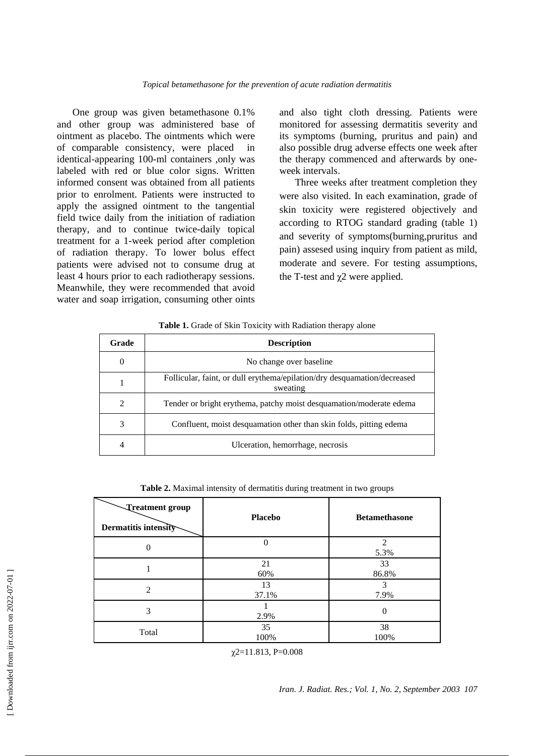One group was given betamethasone 0.1% and other group was administered base of ointment as placebo. The ointments which were of comparable consistency, were placed in identical-appearing 100-ml containers ,only was labeled with red or blue color signs. Written informed consent was obtained from all patients prior to enrolment. Patients were instructed to apply the assigned ointment to the tangential field twice daily from the initiation of radiation therapy, and to continue twice-daily topical treatment for a 1-week period after completion of radiation therapy. To lower bolus effect patients were advised not to consume drug at least 4 hours prior to each radiotherapy sessions. Meanwhile, they were recommended that avoid water and soap irrigation, consuming other oints and also tight cloth dressing. Patients were monitored for assessing dermatitis severity and its symptoms (burning, pruritus and pain) and also possible drug adverse effects one week after the therapy commenced and afterwards by one-week intervals.

Three weeks after treatment completion they were also visited. In each examination, grade of skin toxicity were registered objectively and according to RTOG standard grading (table 1) and severity of symptoms(burning,pruritus and pain) assesed using inquiry from patient as mild, moderate and severe. For testing assumptions, the T-test and $\chi 2$ were applied.

**Table 1.** Grade of Skin Toxicity with Radiation therapy alone

| Grade | Description |
|---|---|
| 0 | No change over baseline |
| 1 | Follicular, faint, or dull erythema/epilation/dry desquamation/decreased sweating |
| 2 | Tender or bright erythema, patchy moist desquamation/moderate edema |
| 3 | Confluent, moist desquamation other than skin folds, pitting edema |
| 4 | Ulceration, hemorrhage, necrosis |

**Table 2.** Maximal intensity of dermatitis during treatment in two groups

| Treatment group / Dermatitis intensity | Placebo | Betamethasone |
|---|---|---|
| 0 | 0 | 2<br>5.3% |
| 1 | 21<br>60% | 33<br>86.8% |
| 2 | 13<br>37.1% | 3<br>7.9% |
| 3 | 1<br>2.9% | 0 |
| Total | 35<br>100% | 38<br>100% |

$\chi 2$=11.813, P=0.008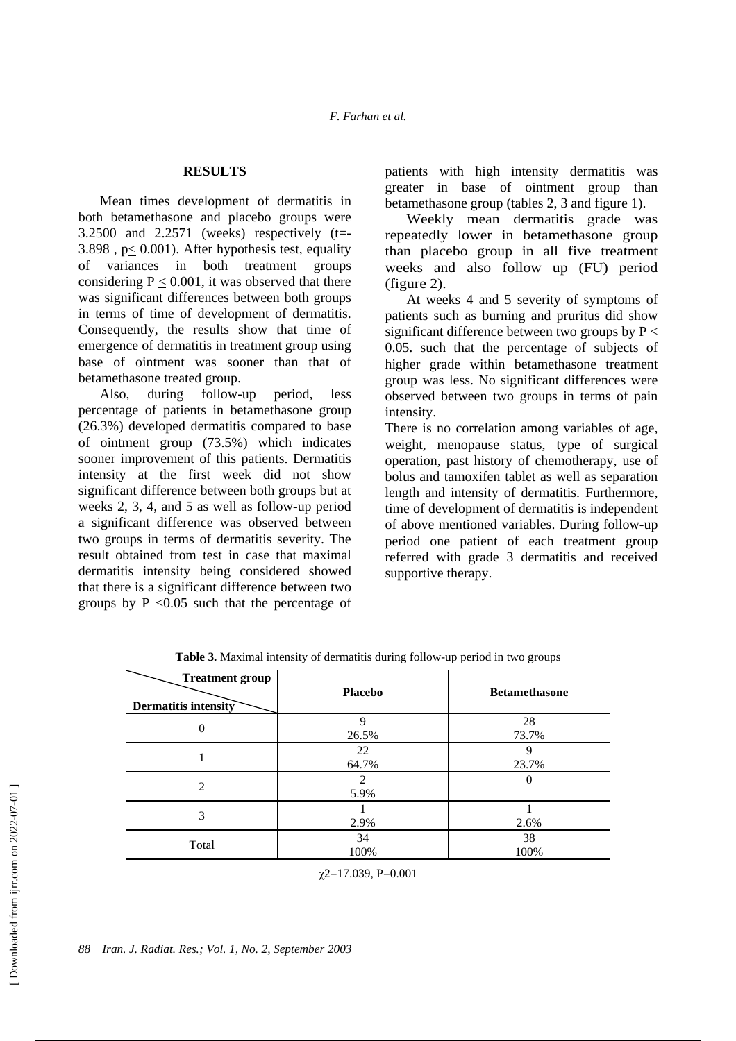## RESULTS

Mean times development of dermatitis in both betamethasone and placebo groups were 3.2500 and 2.2571 (weeks) respectively ($t=-3.898$ , $p \leq 0.001$). After hypothesis test, equality of variances in both treatment groups considering $P \leq 0.001$, it was observed that there was significant differences between both groups in terms of time of development of dermatitis. Consequently, the results show that time of emergence of dermatitis in treatment group using base of ointment was sooner than that of betamethasone treated group.

Also, during follow-up period, less percentage of patients in betamethasone group (26.3%) developed dermatitis compared to base of ointment group (73.5%) which indicates sooner improvement of this patients. Dermatitis intensity at the first week did not show significant difference between both groups but at weeks 2, 3, 4, and 5 as well as follow-up period a significant difference was observed between two groups in terms of dermatitis severity. The result obtained from test in case that maximal dermatitis intensity being considered showed that there is a significant difference between two groups by $P < 0.05$ such that the percentage of patients with high intensity dermatitis was greater in base of ointment group than betamethasone group (tables 2, 3 and figure 1).

Weekly mean dermatitis grade was repeatedly lower in betamethasone group than placebo group in all five treatment weeks and also follow up (FU) period (figure 2).

At weeks 4 and 5 severity of symptoms of patients such as burning and pruritus did show significant difference between two groups by $P < 0.05$. such that the percentage of subjects of higher grade within betamethasone treatment group was less. No significant differences were observed between two groups in terms of pain intensity.

There is no correlation among variables of age, weight, menopause status, type of surgical operation, past history of chemotherapy, use of bolus and tamoxifen tablet as well as separation length and intensity of dermatitis. Furthermore, time of development of dermatitis is independent of above mentioned variables. During follow-up period one patient of each treatment group referred with grade 3 dermatitis and received supportive therapy.

**Table 3.** Maximal intensity of dermatitis during follow-up period in two groups

| Dermatitis intensity \ Treatment group | Placebo | Betamethasone |
|---|---|---|
| 0 | 9<br>26.5% | 28<br>73.7% |
| 1 | 22<br>64.7% | 9<br>23.7% |
| 2 | 2<br>5.9% | 0 |
| 3 | 1<br>2.9% | 1<br>2.6% |
| Total | 34<br>100% | 38<br>100% |

$\chi^2=17.039$, $P=0.001$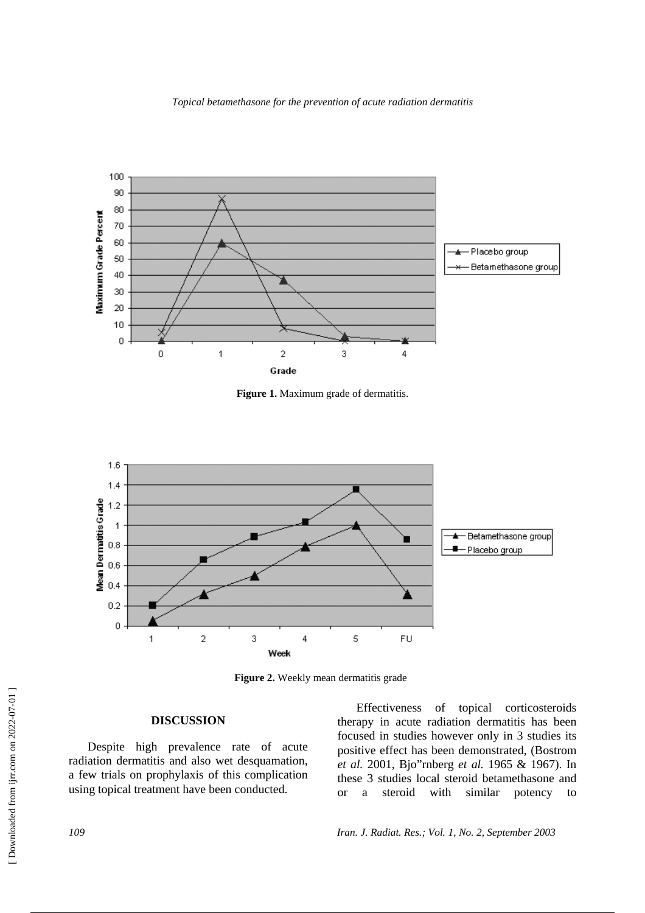Figure 1. Maximum grade of dermatitis.

Figure 2. Weekly mean dermatitis grade

## DISCUSSION

Despite high prevalence rate of acute radiation dermatitis and also wet desquamation, a few trials on prophylaxis of this complication using topical treatment have been conducted.

Effectiveness of topical corticosteroids therapy in acute radiation dermatitis has been focused in studies however only in 3 studies its positive effect has been demonstrated, (Bostrom *et al.* 2001, Bjo"rnberg *et al.* 1965 & 1967). In these 3 studies local steroid betamethasone and or a steroid with similar potency to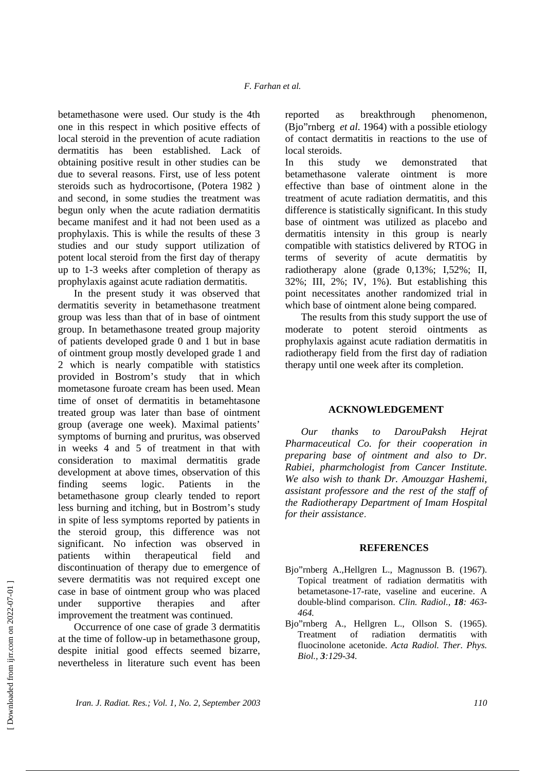betamethasone were used. Our study is the 4th one in this respect in which positive effects of local steroid in the prevention of acute radiation dermatitis has been established. Lack of obtaining positive result in other studies can be due to several reasons. First, use of less potent steroids such as hydrocortisone, (Potera 1982 ) and second, in some studies the treatment was begun only when the acute radiation dermatitis became manifest and it had not been used as a prophylaxis. This is while the results of these 3 studies and our study support utilization of potent local steroid from the first day of therapy up to 1-3 weeks after completion of therapy as prophylaxis against acute radiation dermatitis.

In the present study it was observed that dermatitis severity in betamethasone treatment group was less than that of in base of ointment group. In betamethasone treated group majority of patients developed grade 0 and 1 but in base of ointment group mostly developed grade 1 and 2 which is nearly compatible with statistics provided in Bostrom's study that in which mometasone furoate cream has been used. Mean time of onset of dermatitis in betamehtasone treated group was later than base of ointment group (average one week). Maximal patients' symptoms of burning and pruritus, was observed in weeks 4 and 5 of treatment in that with consideration to maximal dermatitis grade development at above times, observation of this finding seems logic. Patients in the betamethasone group clearly tended to report less burning and itching, but in Bostrom's study in spite of less symptoms reported by patients in the steroid group, this difference was not significant. No infection was observed in patients within therapeutical field and discontinuation of therapy due to emergence of severe dermatitis was not required except one case in base of ointment group who was placed under supportive therapies and after improvement the treatment was continued.

Occurrence of one case of grade 3 dermatitis at the time of follow-up in betamethasone group, despite initial good effects seemed bizarre, nevertheless in literature such event has been reported as breakthrough phenomenon, (Bjo"rnberg *et al*. 1964) with a possible etiology of contact dermatitis in reactions to the use of local steroids.

In this study we demonstrated that betamethasone valerate ointment is more effective than base of ointment alone in the treatment of acute radiation dermatitis, and this difference is statistically significant. In this study base of ointment was utilized as placebo and dermatitis intensity in this group is nearly compatible with statistics delivered by RTOG in terms of severity of acute dermatitis by radiotherapy alone (grade 0,13%; I,52%; II, 32%; III, 2%; IV, 1%). But establishing this point necessitates another randomized trial in which base of ointment alone being compared.

The results from this study support the use of moderate to potent steroid ointments as prophylaxis against acute radiation dermatitis in radiotherapy field from the first day of radiation therapy until one week after its completion.

## ACKNOWLEDGEMENT

*Our thanks to DarouPaksh Hejrat Pharmaceutical Co. for their cooperation in preparing base of ointment and also to Dr. Rabiei, pharmchologist from Cancer Institute. We also wish to thank Dr. Amouzgar Hashemi, assistant professore and the rest of the staff of the Radiotherapy Department of Imam Hospital for their assistance*.

## REFERENCES

Bjo"rnberg A.,Hellgren L., Magnusson B. (1967). Topical treatment of radiation dermatitis with betametasone-17-rate, vaseline and eucerine. A double-blind comparison. *Clin. Radiol., **18**: 463-464.*

Bjo"rnberg A., Hellgren L., Ollson S. (1965). Treatment of radiation dermatitis with fluocinolone acetonide. *Acta Radiol. Ther. Phys. Biol., **3**:129-34.*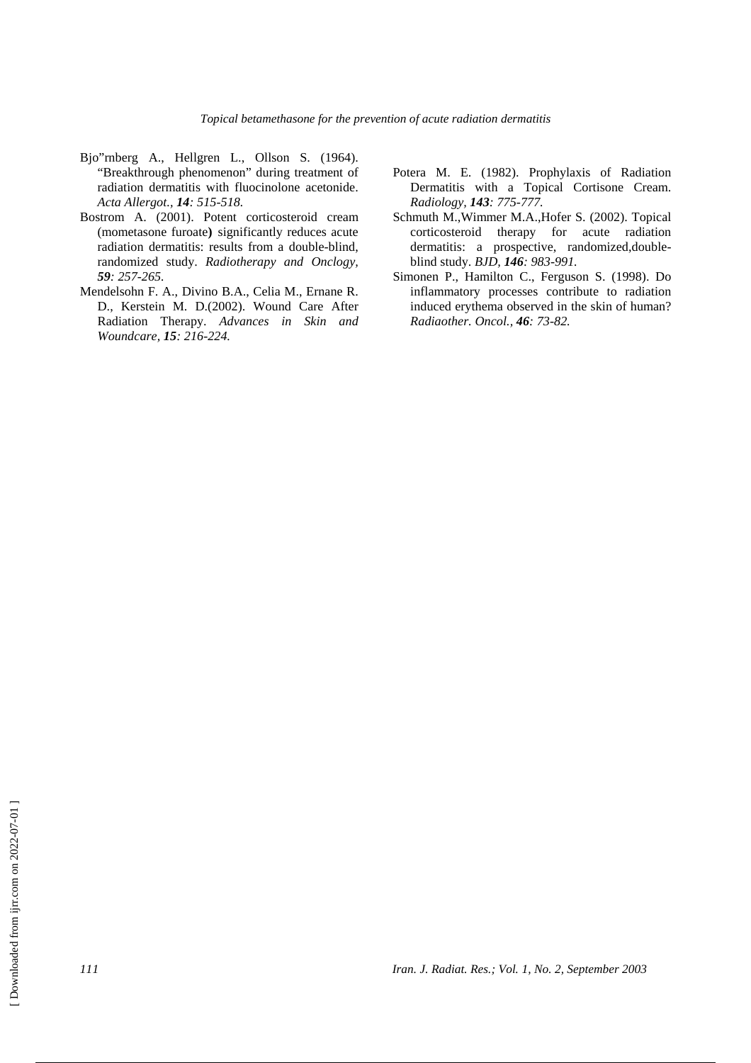Bjo"rnberg A., Hellgren L., Ollson S. (1964). "Breakthrough phenomenon" during treatment of radiation dermatitis with fluocinolone acetonide. *Acta Allergot.*, ***14****: 515-518.*

Bostrom A. (2001). Potent corticosteroid cream (mometasone furoate**)** significantly reduces acute radiation dermatitis: results from a double-blind, randomized study. *Radiotherapy and Onclogy,* ***59****: 257-265.*

Mendelsohn F. A., Divino B.A., Celia M., Ernane R. D., Kerstein M. D.(2002). Wound Care After Radiation Therapy. *Advances in Skin and Woundcare,* ***15****: 216-224.*

Potera M. E. (1982). Prophylaxis of Radiation Dermatitis with a Topical Cortisone Cream. *Radiology,* ***143****: 775-777.*

Schmuth M.,Wimmer M.A.,Hofer S. (2002). Topical corticosteroid therapy for acute radiation dermatitis: a prospective, randomized,double-blind study. *BJD,* ***146****: 983-991.*

Simonen P., Hamilton C., Ferguson S. (1998). Do inflammatory processes contribute to radiation induced erythema observed in the skin of human? *Radiaother. Oncol.,* ***46****: 73-82.*